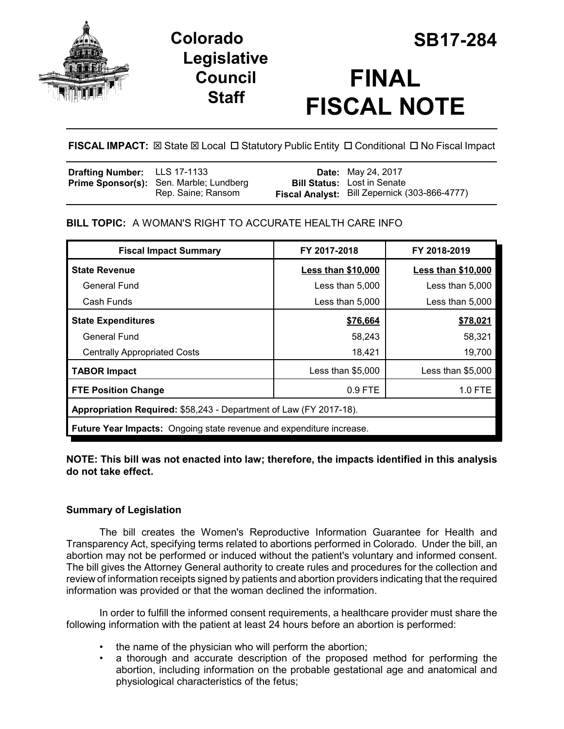# Colorado Legislative Council Staff

# SB17-284

# FINAL FISCAL NOTE

**FISCAL IMPACT:** ☒ State ☒ Local ☐ Statutory Public Entity ☐ Conditional ☐ No Fiscal Impact

| | | | |
|---|---|---|---|
| **Drafting Number:** | LLS 17-1133 | **Date:** | May 24, 2017 |
| **Prime Sponsor(s):** | Sen. Marble; Lundberg<br>Rep. Saine; Ransom | **Bill Status:** | Lost in Senate |
| | | **Fiscal Analyst:** | Bill Zepernick (303-866-4777) |

**BILL TOPIC:** A WOMAN'S RIGHT TO ACCURATE HEALTH CARE INFO

| Fiscal Impact Summary | FY 2017-2018 | FY 2018-2019 |
|---|---|---|
| **State Revenue** | **Less than $10,000** | **Less than $10,000** |
| General Fund | Less than 5,000 | Less than 5,000 |
| Cash Funds | Less than 5,000 | Less than 5,000 |
| **State Expenditures** | **$76,664** | **$78,021** |
| General Fund | 58,243 | 58,321 |
| Centrally Appropriated Costs | 18,421 | 19,700 |
| **TABOR Impact** | Less than $5,000 | Less than $5,000 |
| **FTE Position Change** | 0.9 FTE | 1.0 FTE |
| **Appropriation Required:** $58,243 - Department of Law (FY 2017-18). | | |
| **Future Year Impacts:** Ongoing state revenue and expenditure increase. | | |

**NOTE: This bill was not enacted into law; therefore, the impacts identified in this analysis do not take effect.**

### Summary of Legislation

The bill creates the Women's Reproductive Information Guarantee for Health and Transparency Act, specifying terms related to abortions performed in Colorado. Under the bill, an abortion may not be performed or induced without the patient's voluntary and informed consent. The bill gives the Attorney General authority to create rules and procedures for the collection and review of information receipts signed by patients and abortion providers indicating that the required information was provided or that the woman declined the information.

In order to fulfill the informed consent requirements, a healthcare provider must share the following information with the patient at least 24 hours before an abortion is performed:

- the name of the physician who will perform the abortion;
- a thorough and accurate description of the proposed method for performing the abortion, including information on the probable gestational age and anatomical and physiological characteristics of the fetus;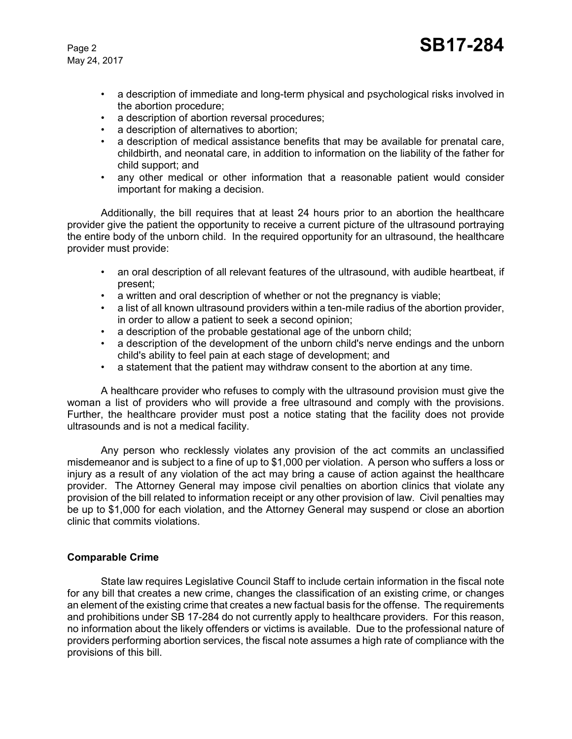- a description of immediate and long-term physical and psychological risks involved in the abortion procedure;
- a description of abortion reversal procedures;
- a description of alternatives to abortion;
- a description of medical assistance benefits that may be available for prenatal care, childbirth, and neonatal care, in addition to information on the liability of the father for child support; and
- any other medical or other information that a reasonable patient would consider important for making a decision.

Additionally, the bill requires that at least 24 hours prior to an abortion the healthcare provider give the patient the opportunity to receive a current picture of the ultrasound portraying the entire body of the unborn child. In the required opportunity for an ultrasound, the healthcare provider must provide:

- an oral description of all relevant features of the ultrasound, with audible heartbeat, if present;
- a written and oral description of whether or not the pregnancy is viable;
- a list of all known ultrasound providers within a ten-mile radius of the abortion provider, in order to allow a patient to seek a second opinion;
- a description of the probable gestational age of the unborn child;
- a description of the development of the unborn child's nerve endings and the unborn child's ability to feel pain at each stage of development; and
- a statement that the patient may withdraw consent to the abortion at any time.

A healthcare provider who refuses to comply with the ultrasound provision must give the woman a list of providers who will provide a free ultrasound and comply with the provisions. Further, the healthcare provider must post a notice stating that the facility does not provide ultrasounds and is not a medical facility.

Any person who recklessly violates any provision of the act commits an unclassified misdemeanor and is subject to a fine of up to $1,000 per violation. A person who suffers a loss or injury as a result of any violation of the act may bring a cause of action against the healthcare provider. The Attorney General may impose civil penalties on abortion clinics that violate any provision of the bill related to information receipt or any other provision of law. Civil penalties may be up to $1,000 for each violation, and the Attorney General may suspend or close an abortion clinic that commits violations.

**Comparable Crime**

State law requires Legislative Council Staff to include certain information in the fiscal note for any bill that creates a new crime, changes the classification of an existing crime, or changes an element of the existing crime that creates a new factual basis for the offense. The requirements and prohibitions under SB 17-284 do not currently apply to healthcare providers. For this reason, no information about the likely offenders or victims is available. Due to the professional nature of providers performing abortion services, the fiscal note assumes a high rate of compliance with the provisions of this bill.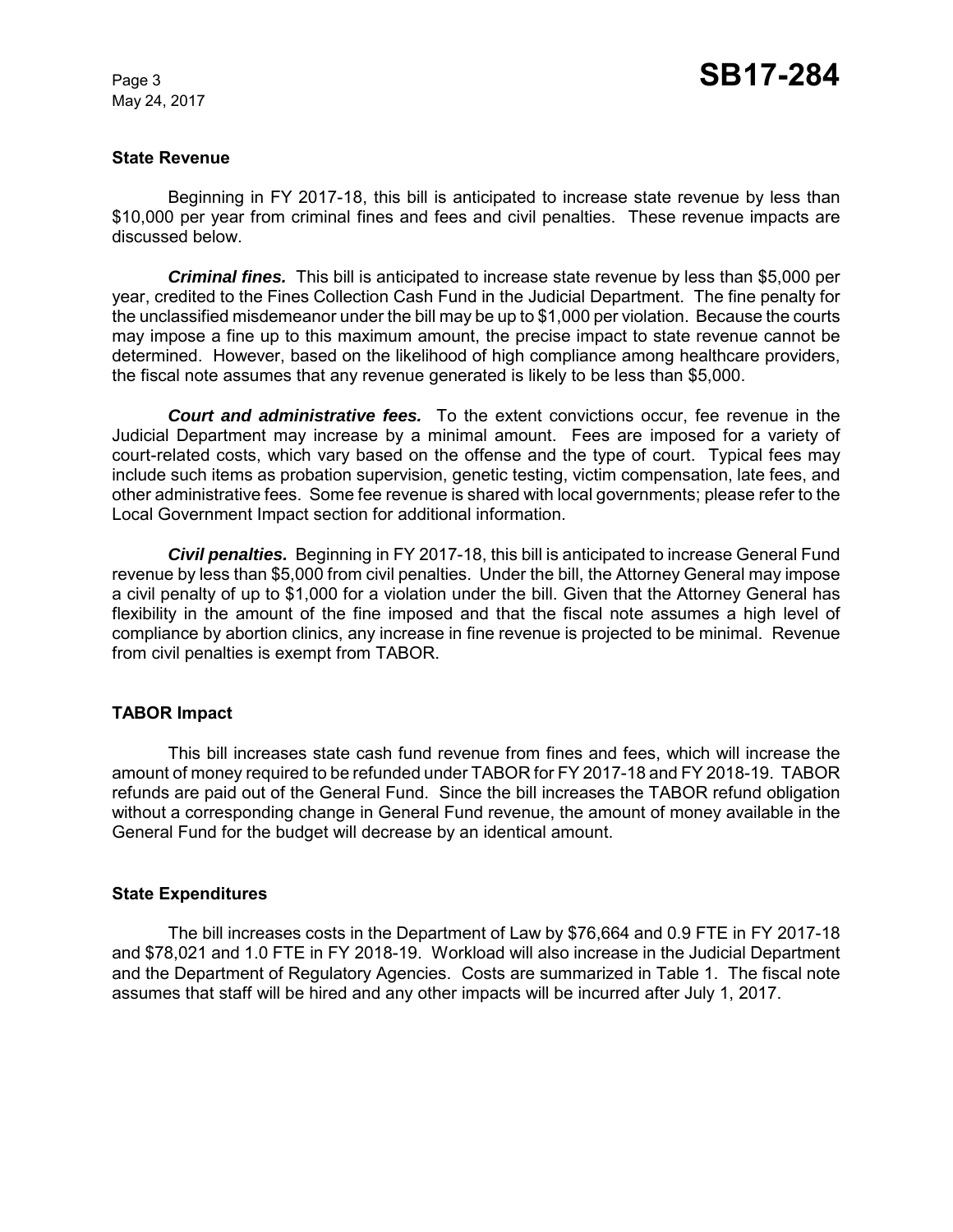### State Revenue

Beginning in FY 2017-18, this bill is anticipated to increase state revenue by less than $10,000 per year from criminal fines and fees and civil penalties. These revenue impacts are discussed below.

***Criminal fines.*** This bill is anticipated to increase state revenue by less than $5,000 per year, credited to the Fines Collection Cash Fund in the Judicial Department. The fine penalty for the unclassified misdemeanor under the bill may be up to $1,000 per violation. Because the courts may impose a fine up to this maximum amount, the precise impact to state revenue cannot be determined. However, based on the likelihood of high compliance among healthcare providers, the fiscal note assumes that any revenue generated is likely to be less than $5,000.

***Court and administrative fees.*** To the extent convictions occur, fee revenue in the Judicial Department may increase by a minimal amount. Fees are imposed for a variety of court-related costs, which vary based on the offense and the type of court. Typical fees may include such items as probation supervision, genetic testing, victim compensation, late fees, and other administrative fees. Some fee revenue is shared with local governments; please refer to the Local Government Impact section for additional information.

***Civil penalties.*** Beginning in FY 2017-18, this bill is anticipated to increase General Fund revenue by less than $5,000 from civil penalties. Under the bill, the Attorney General may impose a civil penalty of up to $1,000 for a violation under the bill. Given that the Attorney General has flexibility in the amount of the fine imposed and that the fiscal note assumes a high level of compliance by abortion clinics, any increase in fine revenue is projected to be minimal. Revenue from civil penalties is exempt from TABOR.

### TABOR Impact

This bill increases state cash fund revenue from fines and fees, which will increase the amount of money required to be refunded under TABOR for FY 2017-18 and FY 2018-19. TABOR refunds are paid out of the General Fund. Since the bill increases the TABOR refund obligation without a corresponding change in General Fund revenue, the amount of money available in the General Fund for the budget will decrease by an identical amount.

### State Expenditures

The bill increases costs in the Department of Law by $76,664 and 0.9 FTE in FY 2017-18 and $78,021 and 1.0 FTE in FY 2018-19. Workload will also increase in the Judicial Department and the Department of Regulatory Agencies. Costs are summarized in Table 1. The fiscal note assumes that staff will be hired and any other impacts will be incurred after July 1, 2017.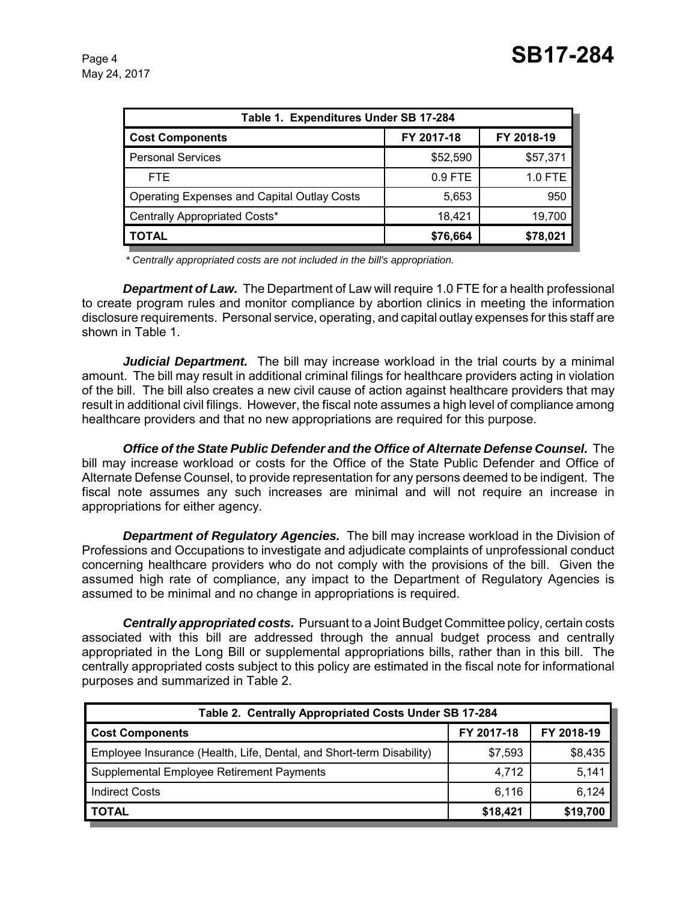| Table 1. Expenditures Under SB 17-284 | | |
|---|---|---|
| **Cost Components** | **FY 2017-18** | **FY 2018-19** |
| Personal Services | $52,590 | $57,371 |
| FTE | 0.9 FTE | 1.0 FTE |
| Operating Expenses and Capital Outlay Costs | 5,653 | 950 |
| Centrally Appropriated Costs* | 18,421 | 19,700 |
| **TOTAL** | **$76,664** | **$78,021** |

*\* Centrally appropriated costs are not included in the bill's appropriation.*

***Department of Law.*** The Department of Law will require 1.0 FTE for a health professional to create program rules and monitor compliance by abortion clinics in meeting the information disclosure requirements. Personal service, operating, and capital outlay expenses for this staff are shown in Table 1.

***Judicial Department.*** The bill may increase workload in the trial courts by a minimal amount. The bill may result in additional criminal filings for healthcare providers acting in violation of the bill. The bill also creates a new civil cause of action against healthcare providers that may result in additional civil filings. However, the fiscal note assumes a high level of compliance among healthcare providers and that no new appropriations are required for this purpose.

***Office of the State Public Defender and the Office of Alternate Defense Counsel.*** The bill may increase workload or costs for the Office of the State Public Defender and Office of Alternate Defense Counsel, to provide representation for any persons deemed to be indigent. The fiscal note assumes any such increases are minimal and will not require an increase in appropriations for either agency.

***Department of Regulatory Agencies.*** The bill may increase workload in the Division of Professions and Occupations to investigate and adjudicate complaints of unprofessional conduct concerning healthcare providers who do not comply with the provisions of the bill. Given the assumed high rate of compliance, any impact to the Department of Regulatory Agencies is assumed to be minimal and no change in appropriations is required.

***Centrally appropriated costs.*** Pursuant to a Joint Budget Committee policy, certain costs associated with this bill are addressed through the annual budget process and centrally appropriated in the Long Bill or supplemental appropriations bills, rather than in this bill. The centrally appropriated costs subject to this policy are estimated in the fiscal note for informational purposes and summarized in Table 2.

| Table 2. Centrally Appropriated Costs Under SB 17-284 | | |
|---|---|---|
| **Cost Components** | **FY 2017-18** | **FY 2018-19** |
| Employee Insurance (Health, Life, Dental, and Short-term Disability) | $7,593 | $8,435 |
| Supplemental Employee Retirement Payments | 4,712 | 5,141 |
| Indirect Costs | 6,116 | 6,124 |
| **TOTAL** | **$18,421** | **$19,700** |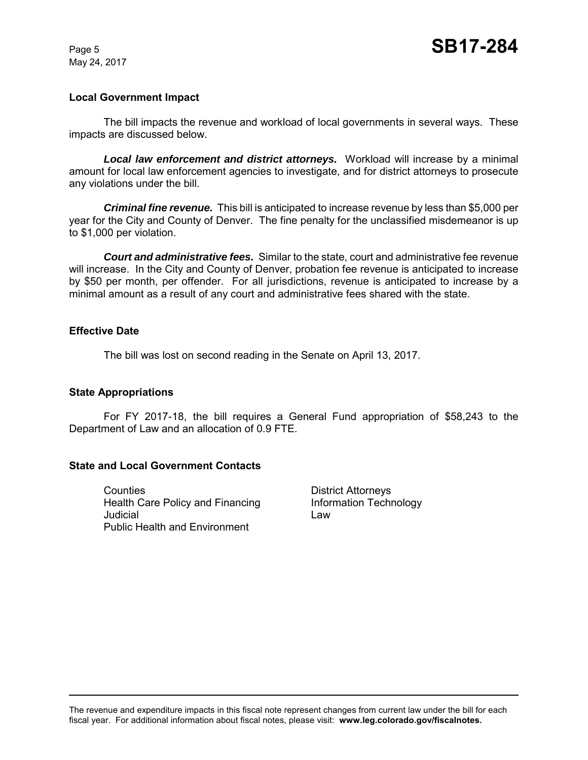## Local Government Impact

The bill impacts the revenue and workload of local governments in several ways. These impacts are discussed below.

***Local law enforcement and district attorneys.*** Workload will increase by a minimal amount for local law enforcement agencies to investigate, and for district attorneys to prosecute any violations under the bill.

***Criminal fine revenue.*** This bill is anticipated to increase revenue by less than $5,000 per year for the City and County of Denver. The fine penalty for the unclassified misdemeanor is up to $1,000 per violation.

***Court and administrative fees.*** Similar to the state, court and administrative fee revenue will increase. In the City and County of Denver, probation fee revenue is anticipated to increase by $50 per month, per offender. For all jurisdictions, revenue is anticipated to increase by a minimal amount as a result of any court and administrative fees shared with the state.

## Effective Date

The bill was lost on second reading in the Senate on April 13, 2017.

## State Appropriations

For FY 2017-18, the bill requires a General Fund appropriation of $58,243 to the Department of Law and an allocation of 0.9 FTE.

## State and Local Government Contacts

Counties
Health Care Policy and Financing
Judicial
Public Health and Environment
District Attorneys
Information Technology
Law

The revenue and expenditure impacts in this fiscal note represent changes from current law under the bill for each fiscal year. For additional information about fiscal notes, please visit: **www.leg.colorado.gov/fiscalnotes.**